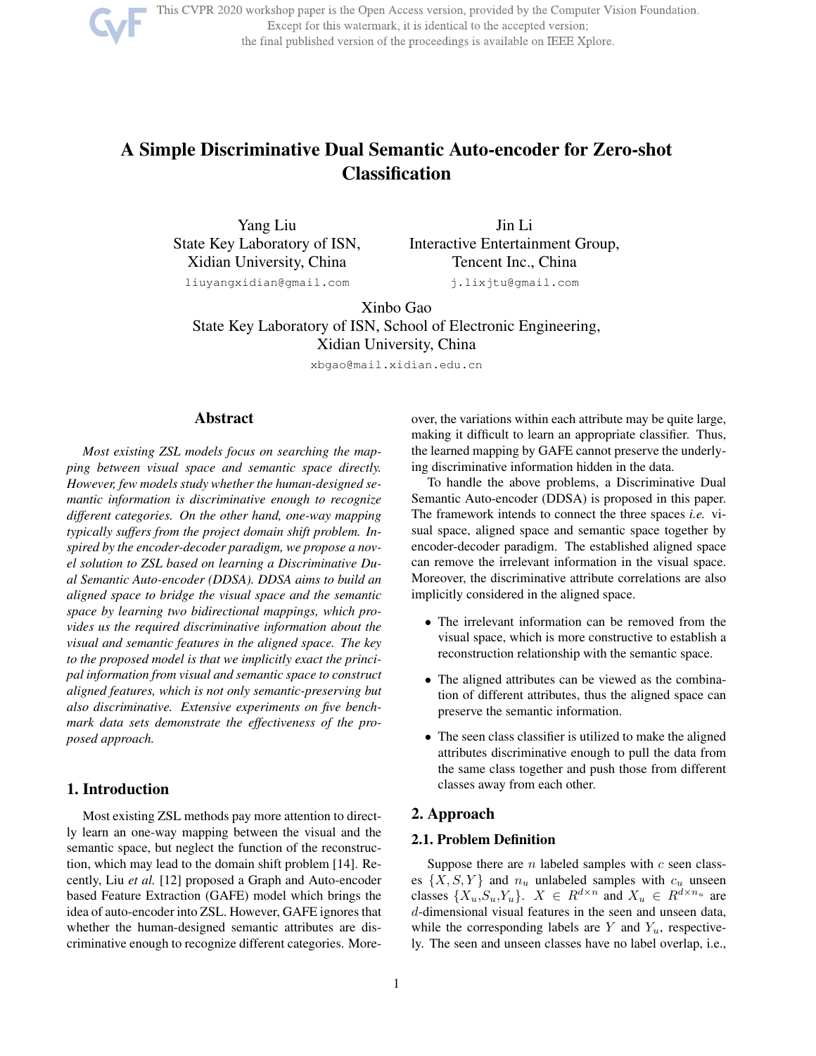# A Simple Discriminative Dual Semantic Auto-encoder for Zero-shot Classification

Yang Liu
State Key Laboratory of ISN,
Xidian University, China
liuyangxidian@gmail.com

Jin Li
Interactive Entertainment Group,
Tencent Inc., China
j.lixjtu@gmail.com

Xinbo Gao
State Key Laboratory of ISN, School of Electronic Engineering,
Xidian University, China
xbgao@mail.xidian.edu.cn

## Abstract

*Most existing ZSL models focus on searching the mapping between visual space and semantic space directly. However, few models study whether the human-designed semantic information is discriminative enough to recognize different categories. On the other hand, one-way mapping typically suffers from the project domain shift problem. Inspired by the encoder-decoder paradigm, we propose a novel solution to ZSL based on learning a Discriminative Dual Semantic Auto-encoder (DDSA). DDSA aims to build an aligned space to bridge the visual space and the semantic space by learning two bidirectional mappings, which provides us the required discriminative information about the visual and semantic features in the aligned space. The key to the proposed model is that we implicitly exact the principal information from visual and semantic space to construct aligned features, which is not only semantic-preserving but also discriminative. Extensive experiments on five benchmark data sets demonstrate the effectiveness of the proposed approach.*

## 1. Introduction

Most existing ZSL methods pay more attention to directly learn an one-way mapping between the visual and the semantic space, but neglect the function of the reconstruction, which may lead to the domain shift problem [14]. Recently, Liu *et al.* [12] proposed a Graph and Auto-encoder based Feature Extraction (GAFE) model which brings the idea of auto-encoder into ZSL. However, GAFE ignores that whether the human-designed semantic attributes are discriminative enough to recognize different categories. Moreover, the variations within each attribute may be quite large, making it difficult to learn an appropriate classifier. Thus, the learned mapping by GAFE cannot preserve the underlying discriminative information hidden in the data.

To handle the above problems, a Discriminative Dual Semantic Auto-encoder (DDSA) is proposed in this paper. The framework intends to connect the three spaces *i.e.* visual space, aligned space and semantic space together by encoder-decoder paradigm. The established aligned space can remove the irrelevant information in the visual space. Moreover, the discriminative attribute correlations are also implicitly considered in the aligned space.

- The irrelevant information can be removed from the visual space, which is more constructive to establish a reconstruction relationship with the semantic space.
- The aligned attributes can be viewed as the combination of different attributes, thus the aligned space can preserve the semantic information.
- The seen class classifier is utilized to make the aligned attributes discriminative enough to pull the data from the same class together and push those from different classes away from each other.

## 2. Approach

### 2.1. Problem Definition

Suppose there are $n$ labeled samples with $c$ seen classes $\{X, S, Y\}$ and $n_u$ unlabeled samples with $c_u$ unseen classes $\{X_u, S_u, Y_u\}$. $X \in R^{d \times n}$ and $X_u \in R^{d \times n_u}$ are $d$-dimensional visual features in the seen and unseen data, while the corresponding labels are $Y$ and $Y_u$, respectively. The seen and unseen classes have no label overlap, i.e.,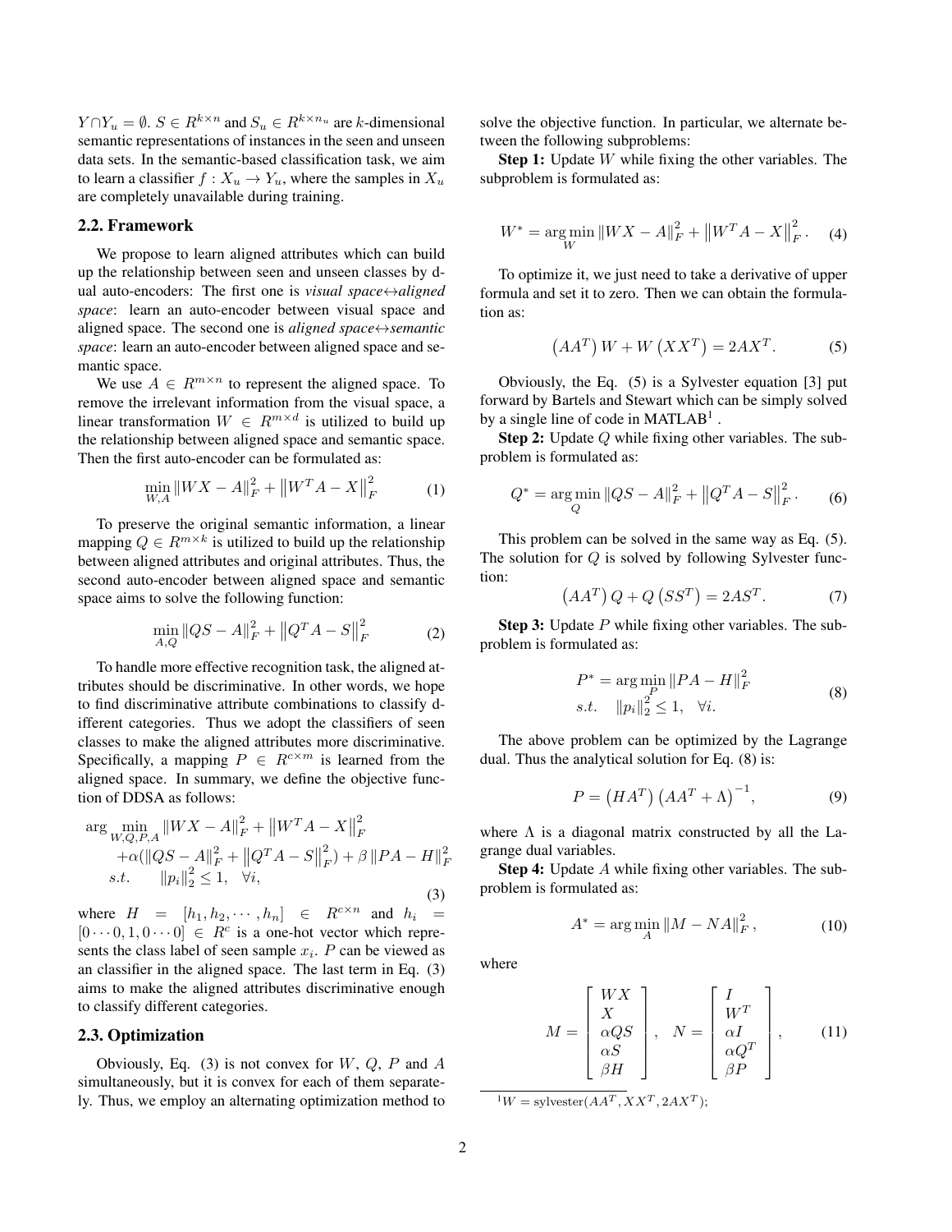$Y \cap Y_u = \emptyset$. $S \in R^{k \times n}$ and $S_u \in R^{k \times n_u}$ are $k$-dimensional semantic representations of instances in the seen and unseen data sets. In the semantic-based classification task, we aim to learn a classifier $f : X_u \to Y_u$, where the samples in $X_u$ are completely unavailable during training.

### 2.2. Framework

We propose to learn aligned attributes which can build up the relationship between seen and unseen classes by dual auto-encoders: The first one is *visual space↔aligned space*: learn an auto-encoder between visual space and aligned space. The second one is *aligned space↔semantic space*: learn an auto-encoder between aligned space and semantic space.

We use $A \in R^{m \times n}$ to represent the aligned space. To remove the irrelevant information from the visual space, a linear transformation $W \in R^{m \times d}$ is utilized to build up the relationship between aligned space and semantic space. Then the first auto-encoder can be formulated as:

$$\min_{W,A} \|WX - A\|_F^2 + \left\|W^T A - X\right\|_F^2 \tag{1}$$

To preserve the original semantic information, a linear mapping $Q \in R^{m \times k}$ is utilized to build up the relationship between aligned attributes and original attributes. Thus, the second auto-encoder between aligned space and semantic space aims to solve the following function:

$$\min_{A,Q} \|QS - A\|_F^2 + \left\|Q^T A - S\right\|_F^2 \tag{2}$$

To handle more effective recognition task, the aligned attributes should be discriminative. In other words, we hope to find discriminative attribute combinations to classify different categories. Thus we adopt the classifiers of seen classes to make the aligned attributes more discriminative. Specifically, a mapping $P \in R^{c \times m}$ is learned from the aligned space. In summary, we define the objective function of DDSA as follows:

$$\begin{aligned} \arg\min_{W,Q,P,A} & \|WX - A\|_F^2 + \left\|W^T A - X\right\|_F^2 \\ & + \alpha(\|QS - A\|_F^2 + \left\|Q^T A - S\right\|_F^2) + \beta \|PA - H\|_F^2 \\ s.t. \quad & \|p_i\|_2^2 \le 1, \quad \forall i, \end{aligned} \tag{3}$$

where $H = [h_1, h_2, \cdots, h_n] \in R^{c \times n}$ and $h_i = [0 \cdots 0, 1, 0 \cdots 0] \in R^c$ is a one-hot vector which represents the class label of seen sample $x_i$. $P$ can be viewed as an classifier in the aligned space. The last term in Eq. (3) aims to make the aligned attributes discriminative enough to classify different categories.

### 2.3. Optimization

Obviously, Eq. (3) is not convex for $W$, $Q$, $P$ and $A$ simultaneously, but it is convex for each of them separately. Thus, we employ an alternating optimization method to solve the objective function. In particular, we alternate between the following subproblems:

**Step 1:** Update $W$ while fixing the other variables. The subproblem is formulated as:

$$W^* = \arg\min_W \|WX - A\|_F^2 + \left\|W^T A - X\right\|_F^2. \tag{4}$$

To optimize it, we just need to take a derivative of upper formula and set it to zero. Then we can obtain the formulation as:

$$\left(AA^T\right) W + W \left(XX^T\right) = 2AX^T. \tag{5}$$

Obviously, the Eq. (5) is a Sylvester equation [3] put forward by Bartels and Stewart which can be simply solved by a single line of code in MATLAB[1] .

**Step 2:** Update $Q$ while fixing other variables. The subproblem is formulated as:

$$Q^* = \arg\min_Q \|QS - A\|_F^2 + \left\|Q^T A - S\right\|_F^2. \tag{6}$$

This problem can be solved in the same way as Eq. (5). The solution for $Q$ is solved by following Sylvester function:

$$\left(AA^T\right) Q + Q \left(SS^T\right) = 2AS^T. \tag{7}$$

**Step 3:** Update $P$ while fixing other variables. The subproblem is formulated as:

$$\begin{aligned} P^* &= \arg\min_P \|PA - H\|_F^2 \\ s.t. & \quad \|p_i\|_2^2 \le 1, \quad \forall i. \end{aligned} \tag{8}$$

The above problem can be optimized by the Lagrange dual. Thus the analytical solution for Eq. (8) is:

$$P = \left(HA^T\right)\left(AA^T + \Lambda\right)^{-1}, \tag{9}$$

where $\Lambda$ is a diagonal matrix constructed by all the Lagrange dual variables.

**Step 4:** Update $A$ while fixing other variables. The subproblem is formulated as:

$$A^* = \arg\min_A \|M - NA\|_F^2, \tag{10}$$

where

$$M = \begin{bmatrix} WX \\ X \\ \alpha QS \\ \alpha S \\ \beta H \end{bmatrix}, \quad N = \begin{bmatrix} I \\ W^T \\ \alpha I \\ \alpha Q^T \\ \beta P \end{bmatrix}, \tag{11}$$

[1] $W = \text{sylvester}(AA^T, XX^T, 2AX^T)$;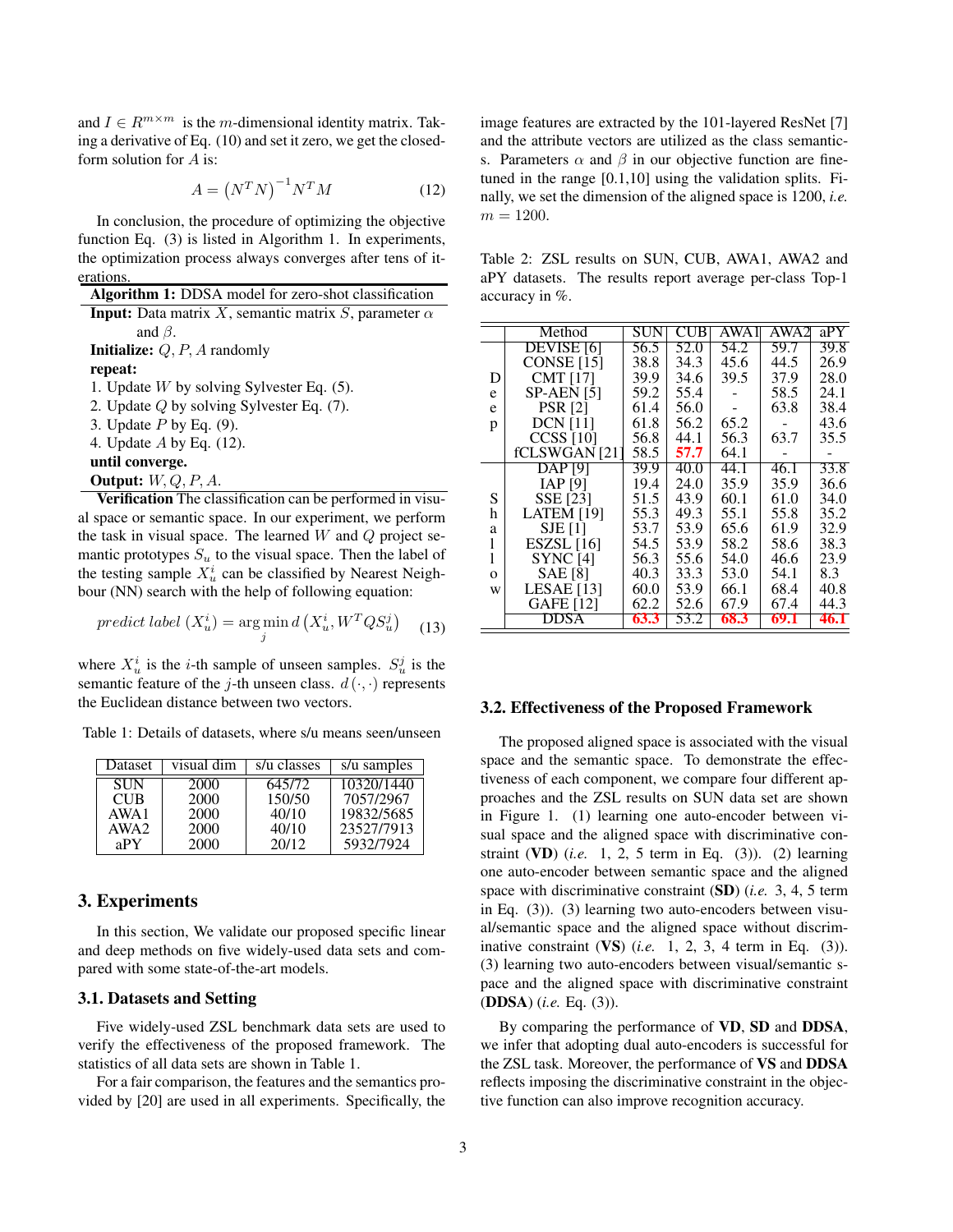and $I \in R^{m \times m}$ is the $m$-dimensional identity matrix. Taking a derivative of Eq. (10) and set it zero, we get the closed-form solution for $A$ is:

$$A = \left(N^T N\right)^{-1} N^T M \tag{12}$$

In conclusion, the procedure of optimizing the objective function Eq. (3) is listed in Algorithm 1. In experiments, the optimization process always converges after tens of iterations.

**Algorithm 1:** DDSA model for zero-shot classification

**Input:** Data matrix $X$, semantic matrix $S$, parameter $\alpha$ and $\beta$.
**Initialize:** $Q, P, A$ randomly
**repeat:**
1. Update $W$ by solving Sylvester Eq. (5).
2. Update $Q$ by solving Sylvester Eq. (7).
3. Update $P$ by Eq. (9).
4. Update $A$ by Eq. (12).

**until converge.**
**Output:** $W, Q, P, A$.

**Verification** The classification can be performed in visual space or semantic space. In our experiment, we perform the task in visual space. The learned $W$ and $Q$ project semantic prototypes $S_u$ to the visual space. Then the label of the testing sample $X_u^i$ can be classified by Nearest Neighbour (NN) search with the help of following equation:

$$predict\ label\left(X_u^i\right) = \arg\min_j d\left(X_u^i, W^T Q S_u^j\right) \tag{13}$$

where $X_u^i$ is the $i$-th sample of unseen samples. $S_u^j$ is the semantic feature of the $j$-th unseen class. $d(\cdot,\cdot)$ represents the Euclidean distance between two vectors.

Table 1: Details of datasets, where s/u means seen/unseen

| Dataset | visual dim | s/u classes | s/u samples |
|---|---|---|---|
| SUN | 2000 | 645/72 | 10320/1440 |
| CUB | 2000 | 150/50 | 7057/2967 |
| AWA1 | 2000 | 40/10 | 19832/5685 |
| AWA2 | 2000 | 40/10 | 23527/7913 |
| aPY | 2000 | 20/12 | 5932/7924 |

## 3. Experiments

In this section, We validate our proposed specific linear and deep methods on five widely-used data sets and compared with some state-of-the-art models.

### 3.1. Datasets and Setting

Five widely-used ZSL benchmark data sets are used to verify the effectiveness of the proposed framework. The statistics of all data sets are shown in Table 1.

For a fair comparison, the features and the semantics provided by [20] are used in all experiments. Specifically, the image features are extracted by the 101-layered ResNet [7] and the attribute vectors are utilized as the class semantics. Parameters $\alpha$ and $\beta$ in our objective function are fine-tuned in the range [0.1,10] using the validation splits. Finally, we set the dimension of the aligned space is 1200, *i.e.* $m = 1200$.

Table 2: ZSL results on SUN, CUB, AWA1, AWA2 and aPY datasets. The results report average per-class Top-1 accuracy in %.

| | Method | SUN | CUB | AWA1 | AWA2 | aPY |
|---|---|---|---|---|---|---|
| Deep | DEVISE [6] | 56.5 | 52.0 | 54.2 | 59.7 | 39.8 |
| | CONSE [15] | 38.8 | 34.3 | 45.6 | 44.5 | 26.9 |
| | CMT [17] | 39.9 | 34.6 | 39.5 | 37.9 | 28.0 |
| | SP-AEN [5] | 59.2 | 55.4 | - | 58.5 | 24.1 |
| | PSR [2] | 61.4 | 56.0 | - | 63.8 | 38.4 |
| | DCN [11] | 61.8 | 56.2 | 65.2 | - | 43.6 |
| | CCSS [10] | 56.8 | 44.1 | 56.3 | 63.7 | 35.5 |
| | fCLSWGAN [21] | 58.5 | **57.7** | 64.1 | - | - |
| Shallow | DAP [9] | 39.9 | 40.0 | 44.1 | 46.1 | 33.8 |
| | IAP [9] | 19.4 | 24.0 | 35.9 | 35.9 | 36.6 |
| | SSE [23] | 51.5 | 43.9 | 60.1 | 61.0 | 34.0 |
| | LATEM [19] | 55.3 | 49.3 | 55.1 | 55.8 | 35.2 |
| | SJE [1] | 53.7 | 53.9 | 65.6 | 61.9 | 32.9 |
| | ESZSL [16] | 54.5 | 53.9 | 58.2 | 58.6 | 38.3 |
| | SYNC [4] | 56.3 | 55.6 | 54.0 | 46.6 | 23.9 |
| | SAE [8] | 40.3 | 33.3 | 53.0 | 54.1 | 8.3 |
| | LESAE [13] | 60.0 | 53.9 | 66.1 | 68.4 | 40.8 |
| | GAFE [12] | 62.2 | 52.6 | 67.9 | 67.4 | 44.3 |
| | DDSA | **63.3** | 53.2 | **68.3** | **69.1** | **46.1** |

### 3.2. Effectiveness of the Proposed Framework

The proposed aligned space is associated with the visual space and the semantic space. To demonstrate the effectiveness of each component, we compare four different approaches and the ZSL results on SUN data set are shown in Figure 1. (1) learning one auto-encoder between visual space and the aligned space with discriminative constraint (**VD**) (*i.e.* 1, 2, 5 term in Eq. (3)). (2) learning one auto-encoder between semantic space and the aligned space with discriminative constraint (**SD**) (*i.e.* 3, 4, 5 term in Eq. (3)). (3) learning two auto-encoders between visual/semantic space and the aligned space without discriminative constraint (**VS**) (*i.e.* 1, 2, 3, 4 term in Eq. (3)). (3) learning two auto-encoders between visual/semantic space and the aligned space with discriminative constraint (**DDSA**) (*i.e.* Eq. (3)).

By comparing the performance of **VD**, **SD** and **DDSA**, we infer that adopting dual auto-encoders is successful for the ZSL task. Moreover, the performance of **VS** and **DDSA** reflects imposing the discriminative constraint in the objective function can also improve recognition accuracy.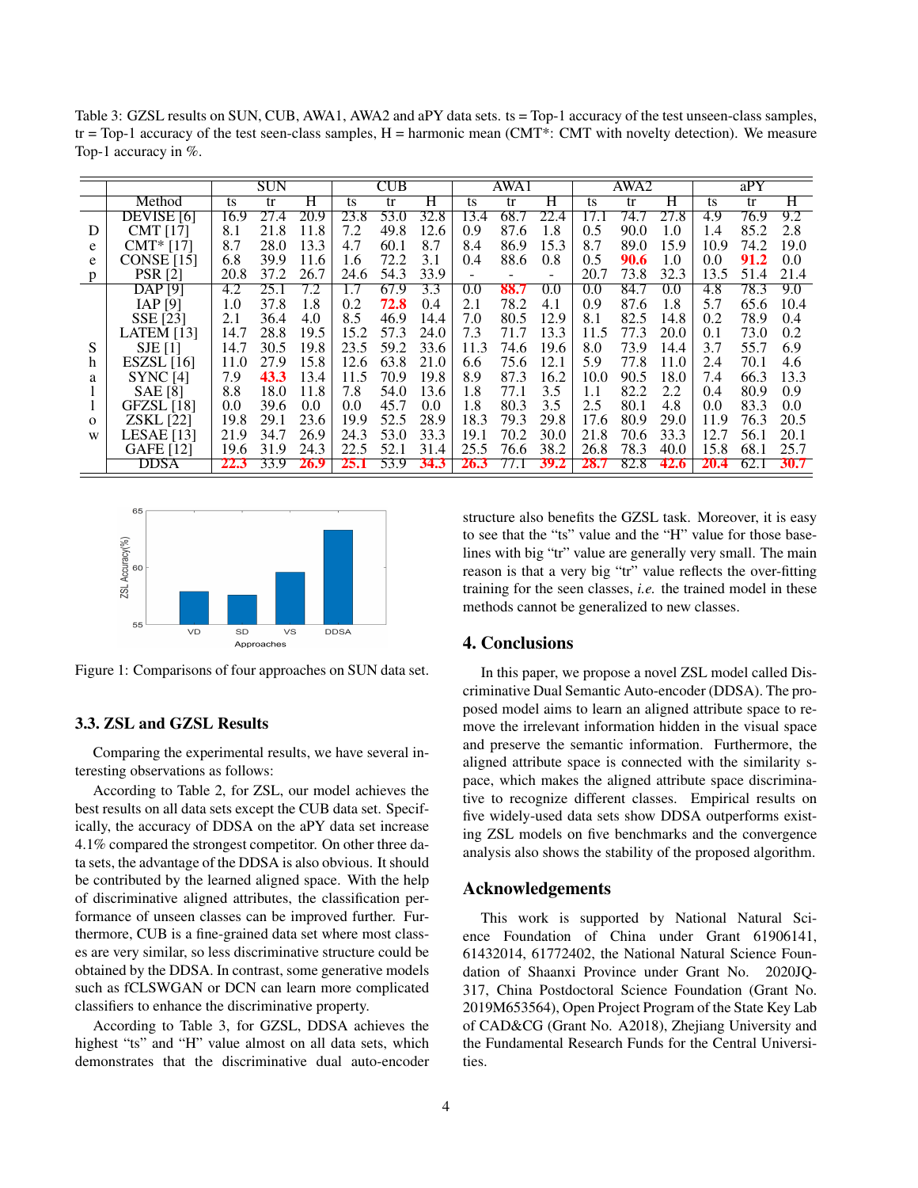Table 3: GZSL results on SUN, CUB, AWA1, AWA2 and aPY data sets. ts = Top-1 accuracy of the test unseen-class samples, tr = Top-1 accuracy of the test seen-class samples, H = harmonic mean (CMT*: CMT with novelty detection). We measure Top-1 accuracy in %.

| | | SUN | | | CUB | | | AWA1 | | | AWA2 | | | aPY | | |
|---|---|---|---|---|---|---|---|---|---|---|---|---|---|---|---|---|
| | Method | ts | tr | H | ts | tr | H | ts | tr | H | ts | tr | H | ts | tr | H |
| Deep | DEVISE [6] | 16.9 | 27.4 | 20.9 | 23.8 | 53.0 | 32.8 | 13.4 | 68.7 | 22.4 | 17.1 | 74.7 | 27.8 | 4.9 | 76.9 | 9.2 |
| | CMT [17] | 8.1 | 21.8 | 11.8 | 7.2 | 49.8 | 12.6 | 0.9 | 87.6 | 1.8 | 0.5 | 90.0 | 1.0 | 1.4 | 85.2 | 2.8 |
| | CMT* [17] | 8.7 | 28.0 | 13.3 | 4.7 | 60.1 | 8.7 | 8.4 | 86.9 | 15.3 | 8.7 | 89.0 | 15.9 | 10.9 | 74.2 | 19.0 |
| | CONSE [15] | 6.8 | 39.9 | 11.6 | 1.6 | 72.2 | 3.1 | 0.4 | 88.6 | 0.8 | 0.5 | **90.6** | 1.0 | 0.0 | **91.2** | 0.0 |
| | PSR [2] | 20.8 | 37.2 | 26.7 | 24.6 | 54.3 | 33.9 | - | - | - | 20.7 | 73.8 | 32.3 | 13.5 | 51.4 | 21.4 |
| Shallow | DAP [9] | 4.2 | 25.1 | 7.2 | 1.7 | 67.9 | 3.3 | 0.0 | **88.7** | 0.0 | 0.0 | 84.7 | 0.0 | 4.8 | 78.3 | 9.0 |
| | IAP [9] | 1.0 | 37.8 | 1.8 | 0.2 | **72.8** | 0.4 | 2.1 | 78.2 | 4.1 | 0.9 | 87.6 | 1.8 | 5.7 | 65.6 | 10.4 |
| | SSE [23] | 2.1 | 36.4 | 4.0 | 8.5 | 46.9 | 14.4 | 7.0 | 80.5 | 12.9 | 8.1 | 82.5 | 14.8 | 0.2 | 78.9 | 0.4 |
| | LATEM [13] | 14.7 | 28.8 | 19.5 | 15.2 | 57.3 | 24.0 | 7.3 | 71.7 | 13.3 | 11.5 | 77.3 | 20.0 | 0.1 | 73.0 | 0.2 |
| | SJE [1] | 14.7 | 30.5 | 19.8 | 23.5 | 59.2 | 33.6 | 11.3 | 74.6 | 19.6 | 8.0 | 73.9 | 14.4 | 3.7 | 55.7 | 6.9 |
| | ESZSL [16] | 11.0 | 27.9 | 15.8 | 12.6 | 63.8 | 21.0 | 6.6 | 75.6 | 12.1 | 5.9 | 77.8 | 11.0 | 2.4 | 70.1 | 4.6 |
| | SYNC [4] | 7.9 | **43.3** | 13.4 | 11.5 | 70.9 | 19.8 | 8.9 | 87.3 | 16.2 | 10.0 | 90.5 | 18.0 | 7.4 | 66.3 | 13.3 |
| | SAE [8] | 8.8 | 18.0 | 11.8 | 7.8 | 54.0 | 13.6 | 1.8 | 77.1 | 3.5 | 1.1 | 82.2 | 2.2 | 0.4 | 80.9 | 0.9 |
| | GFZSL [18] | 0.0 | 39.6 | 0.0 | 0.0 | 45.7 | 0.0 | 1.8 | 80.3 | 3.5 | 2.5 | 80.1 | 4.8 | 0.0 | 83.3 | 0.0 |
| | ZSKL [22] | 19.8 | 29.1 | 23.6 | 19.9 | 52.5 | 28.9 | 18.3 | 79.3 | 29.8 | 17.6 | 80.9 | 29.0 | 11.9 | 76.3 | 20.5 |
| | LESAE [13] | 21.9 | 34.7 | 26.9 | 24.3 | 53.0 | 33.3 | 19.1 | 70.2 | 30.0 | 21.8 | 70.6 | 33.3 | 12.7 | 56.1 | 20.1 |
| | GAFE [12] | 19.6 | 31.9 | 24.3 | 22.5 | 52.1 | 31.4 | 25.5 | 76.6 | 38.2 | 26.8 | 78.3 | 40.0 | 15.8 | 68.1 | 25.7 |
| | DDSA | **22.3** | 33.9 | **26.9** | **25.1** | 53.9 | **34.3** | **26.3** | 77.1 | **39.2** | **28.7** | 82.8 | **42.6** | **20.4** | 62.1 | **30.7** |

65
60
55
ZSL Accuracy(%)
VD
SD
VS
DDSA
Approaches

Figure 1: Comparisons of four approaches on SUN data set.

### 3.3. ZSL and GZSL Results

Comparing the experimental results, we have several interesting observations as follows:

According to Table 2, for ZSL, our model achieves the best results on all data sets except the CUB data set. Specifically, the accuracy of DDSA on the aPY data set increase 4.1% compared the strongest competitor. On other three data sets, the advantage of the DDSA is also obvious. It should be contributed by the learned aligned space. With the help of discriminative aligned attributes, the classification performance of unseen classes can be improved further. Furthermore, CUB is a fine-grained data set where most classes are very similar, so less discriminative structure could be obtained by the DDSA. In contrast, some generative models such as fCLSWGAN or DCN can learn more complicated classifiers to enhance the discriminative property.

According to Table 3, for GZSL, DDSA achieves the highest "ts" and "H" value almost on all data sets, which demonstrates that the discriminative dual auto-encoder structure also benefits the GZSL task. Moreover, it is easy to see that the "ts" value and the "H" value for those baselines with big "tr" value are generally very small. The main reason is that a very big "tr" value reflects the over-fitting training for the seen classes, *i.e.* the trained model in these methods cannot be generalized to new classes.

## 4. Conclusions

In this paper, we propose a novel ZSL model called Discriminative Dual Semantic Auto-encoder (DDSA). The proposed model aims to learn an aligned attribute space to remove the irrelevant information hidden in the visual space and preserve the semantic information. Furthermore, the aligned attribute space is connected with the similarity space, which makes the aligned attribute space discriminative to recognize different classes. Empirical results on five widely-used data sets show DDSA outperforms existing ZSL models on five benchmarks and the convergence analysis also shows the stability of the proposed algorithm.

## Acknowledgements

This work is supported by National Natural Science Foundation of China under Grant 61906141, 61432014, 61772402, the National Natural Science Foundation of Shaanxi Province under Grant No. 2020JQ-317, China Postdoctoral Science Foundation (Grant No. 2019M653564), Open Project Program of the State Key Lab of CAD&CG (Grant No. A2018), Zhejiang University and the Fundamental Research Funds for the Central Universities.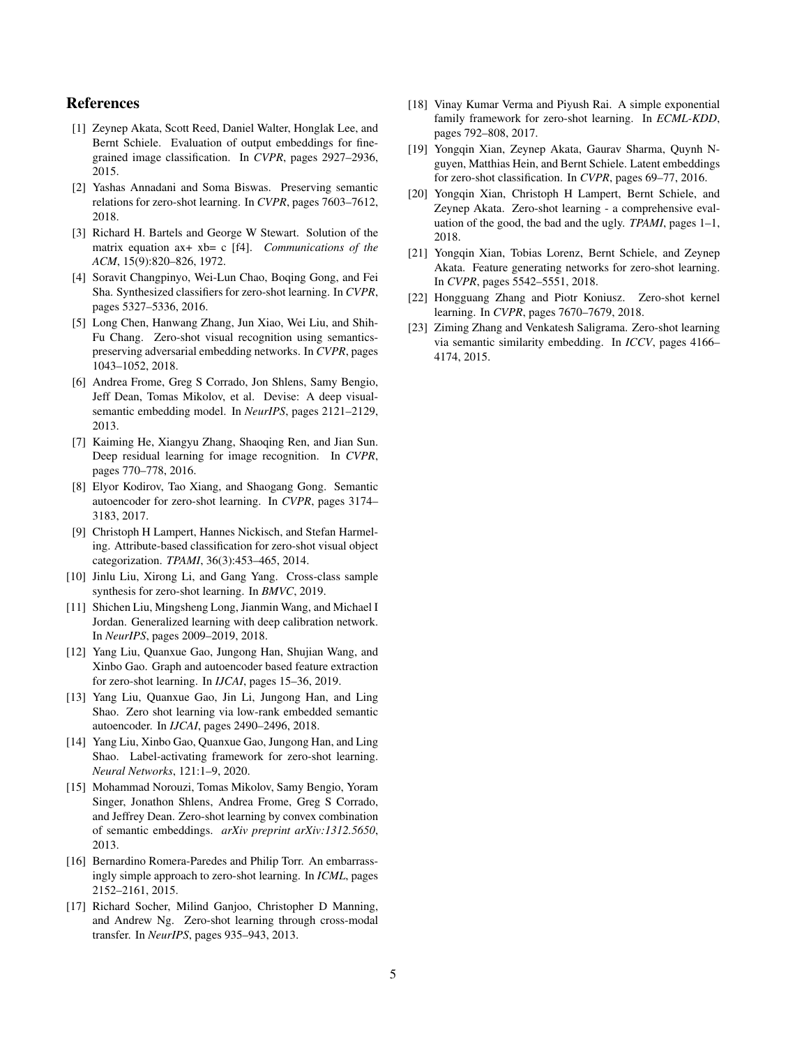## References

[1] Zeynep Akata, Scott Reed, Daniel Walter, Honglak Lee, and Bernt Schiele. Evaluation of output embeddings for fine-grained image classification. In *CVPR*, pages 2927–2936, 2015.

[2] Yashas Annadani and Soma Biswas. Preserving semantic relations for zero-shot learning. In *CVPR*, pages 7603–7612, 2018.

[3] Richard H. Bartels and George W Stewart. Solution of the matrix equation ax+ xb= c [f4]. *Communications of the ACM*, 15(9):820–826, 1972.

[4] Soravit Changpinyo, Wei-Lun Chao, Boqing Gong, and Fei Sha. Synthesized classifiers for zero-shot learning. In *CVPR*, pages 5327–5336, 2016.

[5] Long Chen, Hanwang Zhang, Jun Xiao, Wei Liu, and Shih-Fu Chang. Zero-shot visual recognition using semantics-preserving adversarial embedding networks. In *CVPR*, pages 1043–1052, 2018.

[6] Andrea Frome, Greg S Corrado, Jon Shlens, Samy Bengio, Jeff Dean, Tomas Mikolov, et al. Devise: A deep visual-semantic embedding model. In *NeurIPS*, pages 2121–2129, 2013.

[7] Kaiming He, Xiangyu Zhang, Shaoqing Ren, and Jian Sun. Deep residual learning for image recognition. In *CVPR*, pages 770–778, 2016.

[8] Elyor Kodirov, Tao Xiang, and Shaogang Gong. Semantic autoencoder for zero-shot learning. In *CVPR*, pages 3174–3183, 2017.

[9] Christoph H Lampert, Hannes Nickisch, and Stefan Harmeling. Attribute-based classification for zero-shot visual object categorization. *TPAMI*, 36(3):453–465, 2014.

[10] Jinlu Liu, Xirong Li, and Gang Yang. Cross-class sample synthesis for zero-shot learning. In *BMVC*, 2019.

[11] Shichen Liu, Mingsheng Long, Jianmin Wang, and Michael I Jordan. Generalized learning with deep calibration network. In *NeurIPS*, pages 2009–2019, 2018.

[12] Yang Liu, Quanxue Gao, Jungong Han, Shujian Wang, and Xinbo Gao. Graph and autoencoder based feature extraction for zero-shot learning. In *IJCAI*, pages 15–36, 2019.

[13] Yang Liu, Quanxue Gao, Jin Li, Jungong Han, and Ling Shao. Zero shot learning via low-rank embedded semantic autoencoder. In *IJCAI*, pages 2490–2496, 2018.

[14] Yang Liu, Xinbo Gao, Quanxue Gao, Jungong Han, and Ling Shao. Label-activating framework for zero-shot learning. *Neural Networks*, 121:1–9, 2020.

[15] Mohammad Norouzi, Tomas Mikolov, Samy Bengio, Yoram Singer, Jonathon Shlens, Andrea Frome, Greg S Corrado, and Jeffrey Dean. Zero-shot learning by convex combination of semantic embeddings. *arXiv preprint arXiv:1312.5650*, 2013.

[16] Bernardino Romera-Paredes and Philip Torr. An embarrassingly simple approach to zero-shot learning. In *ICML*, pages 2152–2161, 2015.

[17] Richard Socher, Milind Ganjoo, Christopher D Manning, and Andrew Ng. Zero-shot learning through cross-modal transfer. In *NeurIPS*, pages 935–943, 2013.

[18] Vinay Kumar Verma and Piyush Rai. A simple exponential family framework for zero-shot learning. In *ECML-KDD*, pages 792–808, 2017.

[19] Yongqin Xian, Zeynep Akata, Gaurav Sharma, Quynh Nguyen, Matthias Hein, and Bernt Schiele. Latent embeddings for zero-shot classification. In *CVPR*, pages 69–77, 2016.

[20] Yongqin Xian, Christoph H Lampert, Bernt Schiele, and Zeynep Akata. Zero-shot learning - a comprehensive evaluation of the good, the bad and the ugly. *TPAMI*, pages 1–1, 2018.

[21] Yongqin Xian, Tobias Lorenz, Bernt Schiele, and Zeynep Akata. Feature generating networks for zero-shot learning. In *CVPR*, pages 5542–5551, 2018.

[22] Hongguang Zhang and Piotr Koniusz. Zero-shot kernel learning. In *CVPR*, pages 7670–7679, 2018.

[23] Ziming Zhang and Venkatesh Saligrama. Zero-shot learning via semantic similarity embedding. In *ICCV*, pages 4166–4174, 2015.